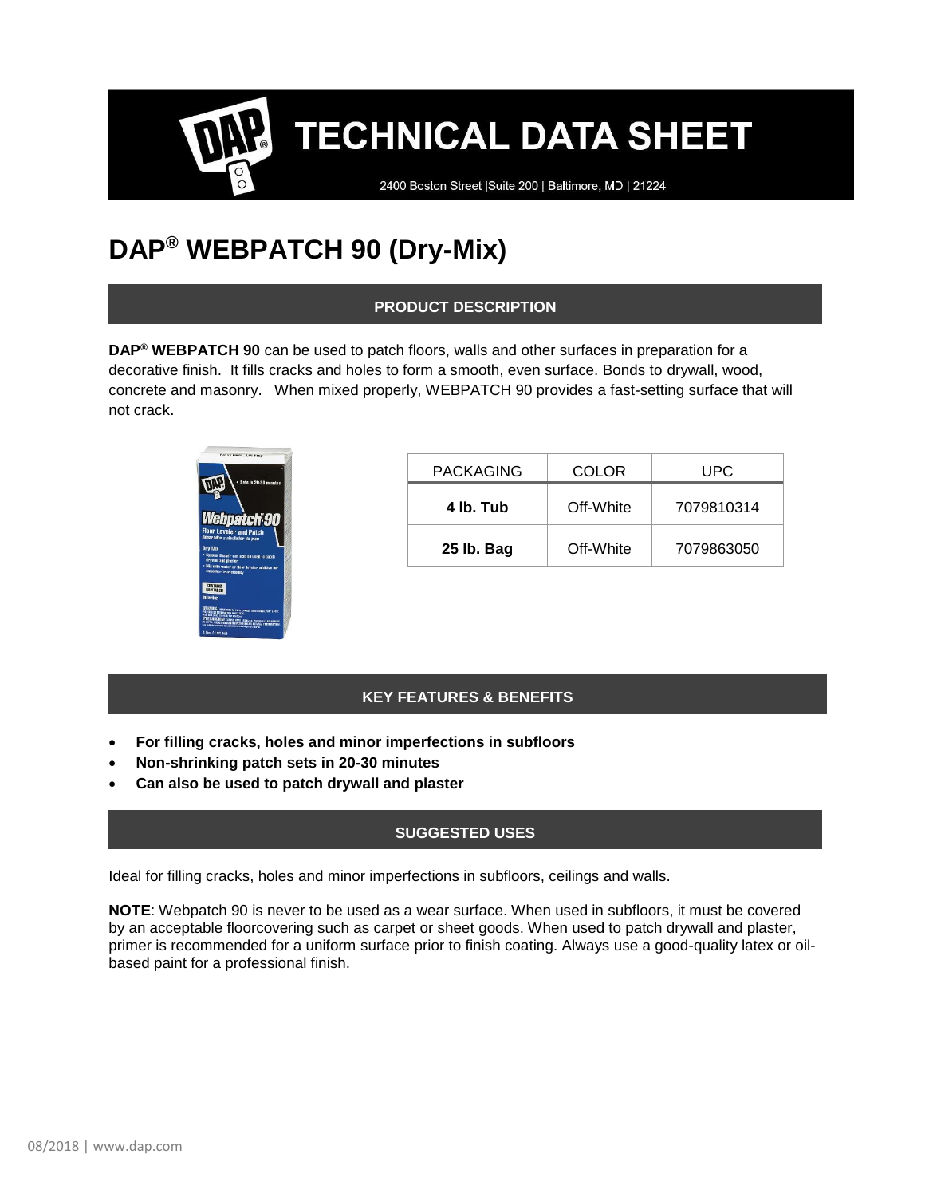# TECHNICAL DATA SHEET

2400 Boston Street |Suite 200 | Baltimore, MD | 21224

# DAP® WEBPATCH 90 (Dry-Mix)

## PRODUCT DESCRIPTION

**DAP® WEBPATCH 90** can be used to patch floors, walls and other surfaces in preparation for a decorative finish. It fills cracks and holes to form a smooth, even surface. Bonds to drywall, wood, concrete and masonry. When mixed properly, WEBPATCH 90 provides a fast-setting surface that will not crack.

| PACKAGING | COLOR | UPC |
| --- | --- | --- |
| **4 lb. Tub** | Off-White | 7079810314 |
| **25 lb. Bag** | Off-White | 7079863050 |

## KEY FEATURES & BENEFITS

- **For filling cracks, holes and minor imperfections in subfloors**
- **Non-shrinking patch sets in 20-30 minutes**
- **Can also be used to patch drywall and plaster**

## SUGGESTED USES

Ideal for filling cracks, holes and minor imperfections in subfloors, ceilings and walls.

**NOTE**: Webpatch 90 is never to be used as a wear surface. When used in subfloors, it must be covered by an acceptable floorcovering such as carpet or sheet goods. When used to patch drywall and plaster, primer is recommended for a uniform surface prior to finish coating. Always use a good-quality latex or oil-based paint for a professional finish.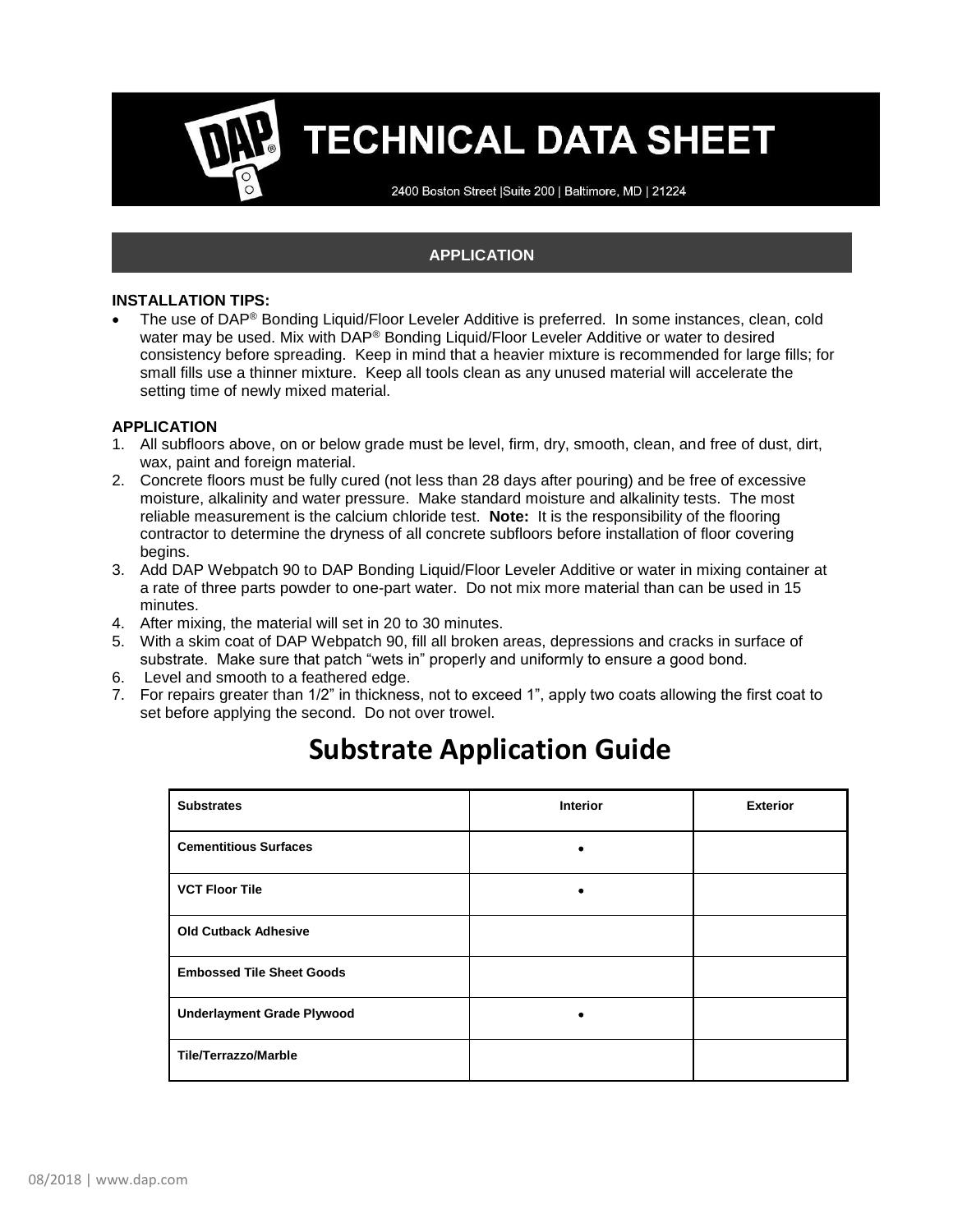# TECHNICAL DATA SHEET

2400 Boston Street |Suite 200 | Baltimore, MD | 21224

## APPLICATION

**INSTALLATION TIPS:**

- The use of DAP® Bonding Liquid/Floor Leveler Additive is preferred. In some instances, clean, cold water may be used. Mix with DAP® Bonding Liquid/Floor Leveler Additive or water to desired consistency before spreading. Keep in mind that a heavier mixture is recommended for large fills; for small fills use a thinner mixture. Keep all tools clean as any unused material will accelerate the setting time of newly mixed material.

**APPLICATION**

1. All subfloors above, on or below grade must be level, firm, dry, smooth, clean, and free of dust, dirt, wax, paint and foreign material.
2. Concrete floors must be fully cured (not less than 28 days after pouring) and be free of excessive moisture, alkalinity and water pressure. Make standard moisture and alkalinity tests. The most reliable measurement is the calcium chloride test. **Note:** It is the responsibility of the flooring contractor to determine the dryness of all concrete subfloors before installation of floor covering begins.
3. Add DAP Webpatch 90 to DAP Bonding Liquid/Floor Leveler Additive or water in mixing container at a rate of three parts powder to one-part water. Do not mix more material than can be used in 15 minutes.
4. After mixing, the material will set in 20 to 30 minutes.
5. With a skim coat of DAP Webpatch 90, fill all broken areas, depressions and cracks in surface of substrate. Make sure that patch "wets in" properly and uniformly to ensure a good bond.
6. Level and smooth to a feathered edge.
7. For repairs greater than 1/2" in thickness, not to exceed 1", apply two coats allowing the first coat to set before applying the second. Do not over trowel.

## Substrate Application Guide

| Substrates | Interior | Exterior |
|---|---|---|
| **Cementitious Surfaces** | • | |
| **VCT Floor Tile** | • | |
| **Old Cutback Adhesive** | | |
| **Embossed Tile Sheet Goods** | | |
| **Underlayment Grade Plywood** | • | |
| **Tile/Terrazzo/Marble** | | |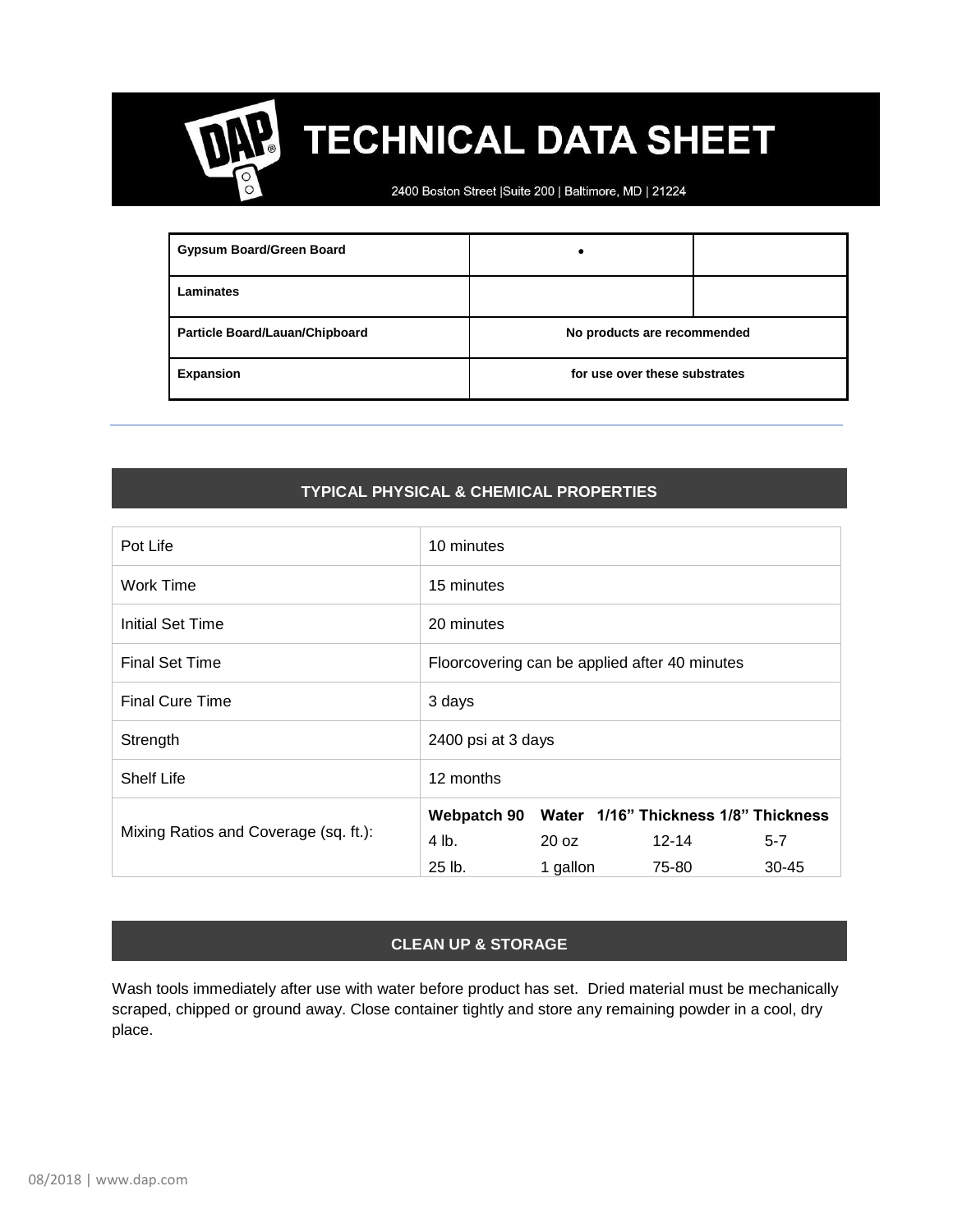# TECHNICAL DATA SHEET

2400 Boston Street |Suite 200 | Baltimore, MD | 21224

| | | |
|---|---|---|
| **Gypsum Board/Green Board** | • | |
| **Laminates** | | |
| **Particle Board/Lauan/Chipboard** | **No products are recommended** | |
| **Expansion** | **for use over these substrates** | |

---

## TYPICAL PHYSICAL & CHEMICAL PROPERTIES

| | |
|---|---|
| Pot Life | 10 minutes |
| Work Time | 15 minutes |
| Initial Set Time | 20 minutes |
| Final Set Time | Floorcovering can be applied after 40 minutes |
| Final Cure Time | 3 days |
| Strength | 2400 psi at 3 days |
| Shelf Life | 12 months |
| Mixing Ratios and Coverage (sq. ft.): | **Webpatch 90 / Water / 1/16" Thickness / 1/8" Thickness**<br>4 lb. / 20 oz / 12-14 / 5-7<br>25 lb. / 1 gallon / 75-80 / 30-45 |

## CLEAN UP & STORAGE

Wash tools immediately after use with water before product has set. Dried material must be mechanically scraped, chipped or ground away. Close container tightly and store any remaining powder in a cool, dry place.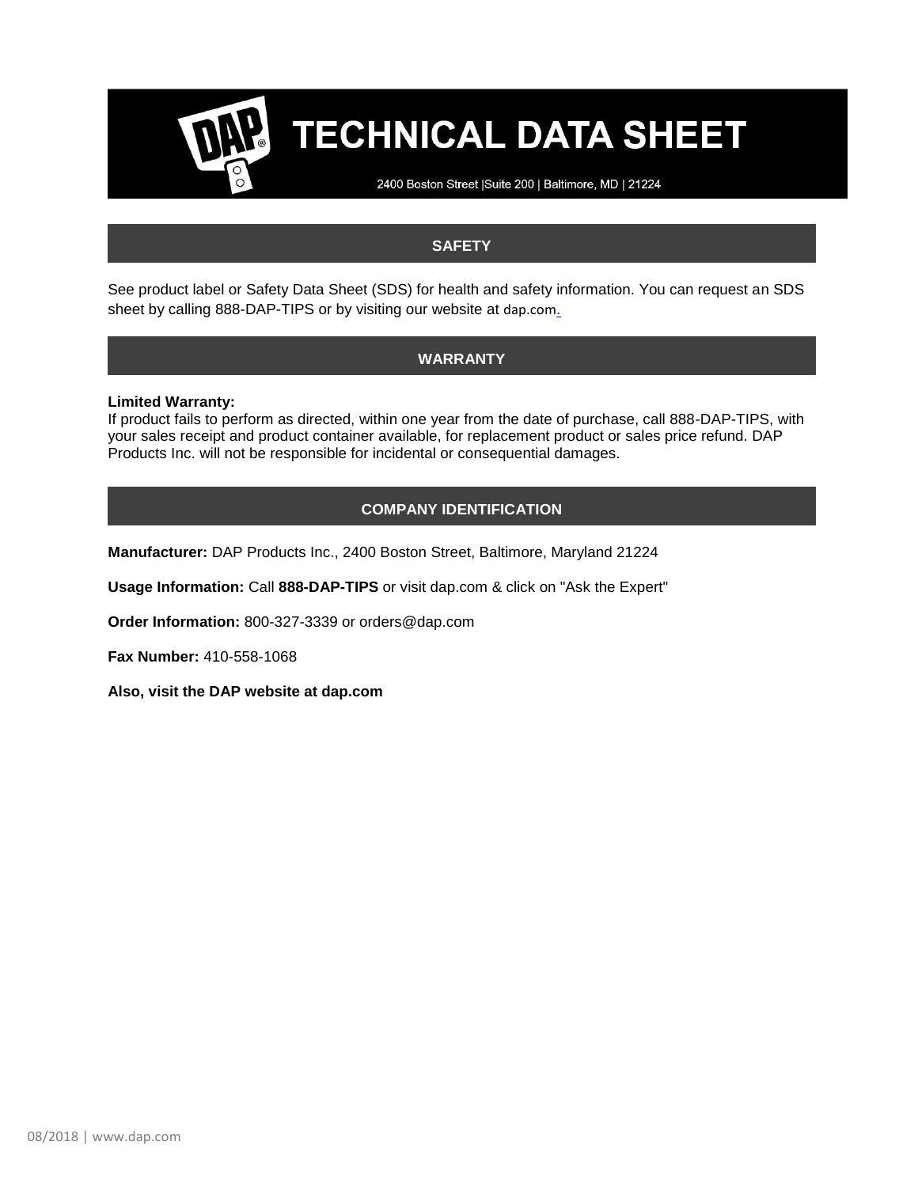# TECHNICAL DATA SHEET

2400 Boston Street |Suite 200 | Baltimore, MD | 21224

## SAFETY

See product label or Safety Data Sheet (SDS) for health and safety information. You can request an SDS sheet by calling 888-DAP-TIPS or by visiting our website at dap.com.

## WARRANTY

**Limited Warranty:**
If product fails to perform as directed, within one year from the date of purchase, call 888-DAP-TIPS, with your sales receipt and product container available, for replacement product or sales price refund. DAP Products Inc. will not be responsible for incidental or consequential damages.

## COMPANY IDENTIFICATION

**Manufacturer:** DAP Products Inc., 2400 Boston Street, Baltimore, Maryland 21224

**Usage Information:** Call **888-DAP-TIPS** or visit dap.com & click on "Ask the Expert"

**Order Information:** 800-327-3339 or orders@dap.com

**Fax Number:** 410-558-1068

**Also, visit the DAP website at dap.com**